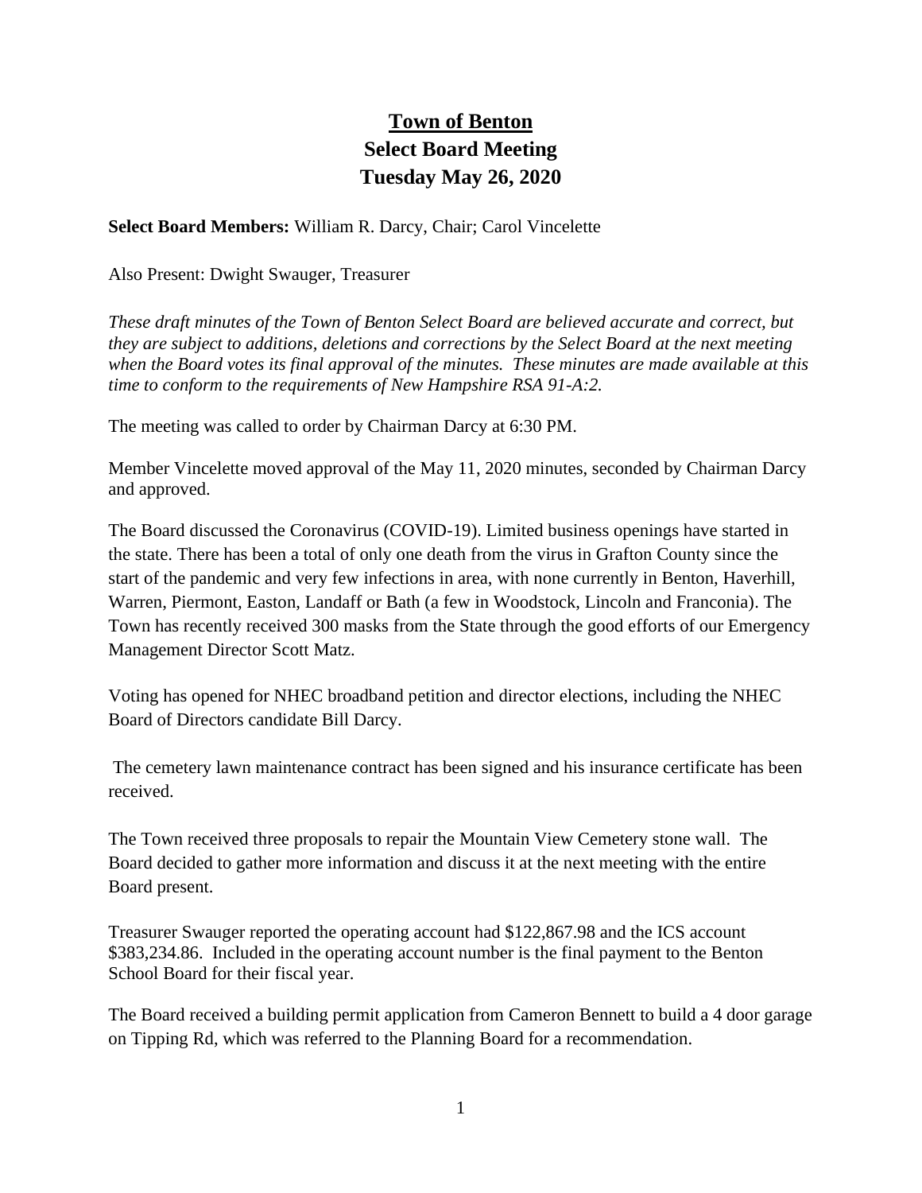# Town of Benton

## Select Board Meeting

## Tuesday May 26, 2020

**Select Board Members:** William R. Darcy, Chair; Carol Vincelette

Also Present: Dwight Swauger, Treasurer

*These draft minutes of the Town of Benton Select Board are believed accurate and correct, but they are subject to additions, deletions and corrections by the Select Board at the next meeting when the Board votes its final approval of the minutes. These minutes are made available at this time to conform to the requirements of New Hampshire RSA 91-A:2.*

The meeting was called to order by Chairman Darcy at 6:30 PM.

Member Vincelette moved approval of the May 11, 2020 minutes, seconded by Chairman Darcy and approved.

The Board discussed the Coronavirus (COVID-19). Limited business openings have started in the state. There has been a total of only one death from the virus in Grafton County since the start of the pandemic and very few infections in area, with none currently in Benton, Haverhill, Warren, Piermont, Easton, Landaff or Bath (a few in Woodstock, Lincoln and Franconia). The Town has recently received 300 masks from the State through the good efforts of our Emergency Management Director Scott Matz.

Voting has opened for NHEC broadband petition and director elections, including the NHEC Board of Directors candidate Bill Darcy.

The cemetery lawn maintenance contract has been signed and his insurance certificate has been received.

The Town received three proposals to repair the Mountain View Cemetery stone wall. The Board decided to gather more information and discuss it at the next meeting with the entire Board present.

Treasurer Swauger reported the operating account had $122,867.98 and the ICS account $383,234.86. Included in the operating account number is the final payment to the Benton School Board for their fiscal year.

The Board received a building permit application from Cameron Bennett to build a 4 door garage on Tipping Rd, which was referred to the Planning Board for a recommendation.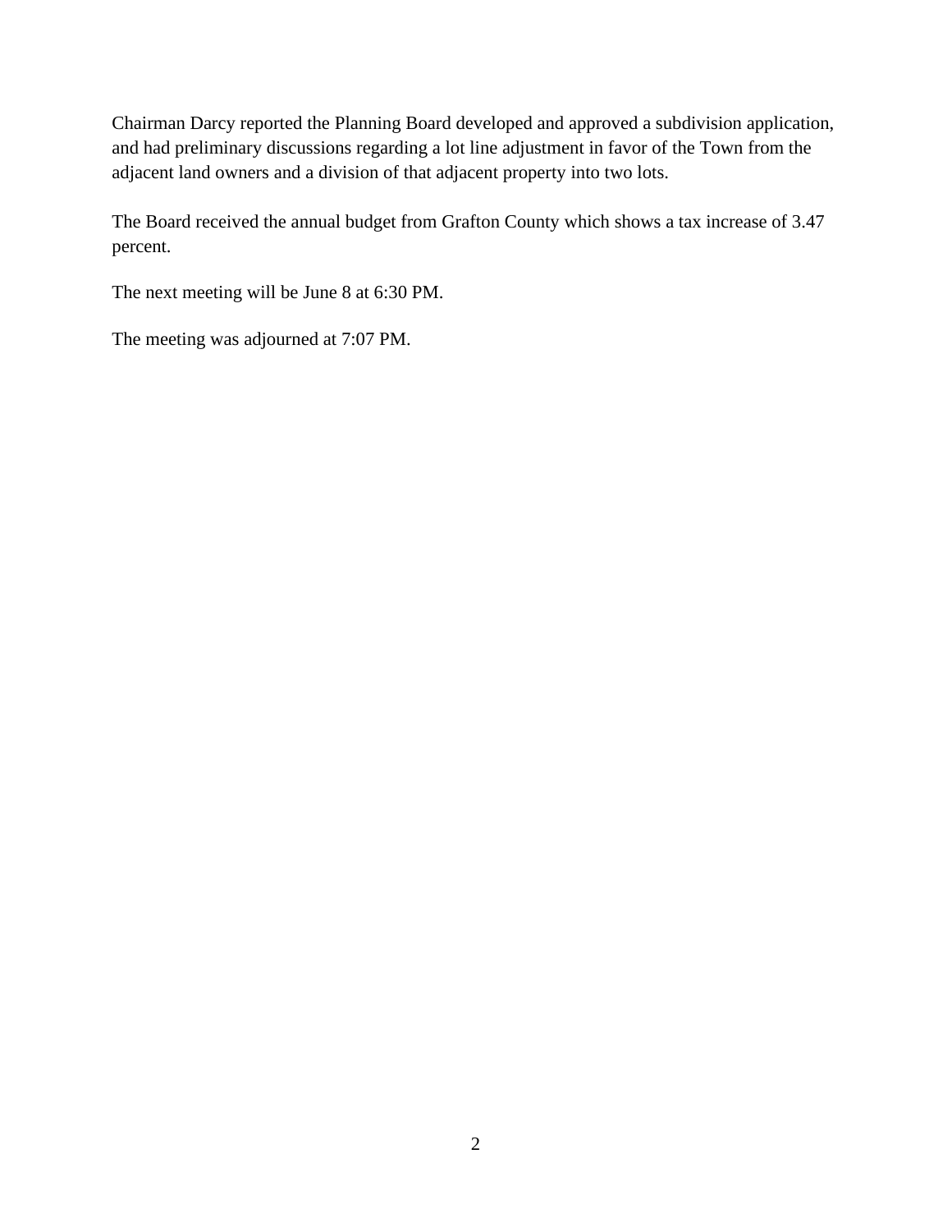Chairman Darcy reported the Planning Board developed and approved a subdivision application, and had preliminary discussions regarding a lot line adjustment in favor of the Town from the adjacent land owners and a division of that adjacent property into two lots.

The Board received the annual budget from Grafton County which shows a tax increase of 3.47 percent.

The next meeting will be June 8 at 6:30 PM.

The meeting was adjourned at 7:07 PM.